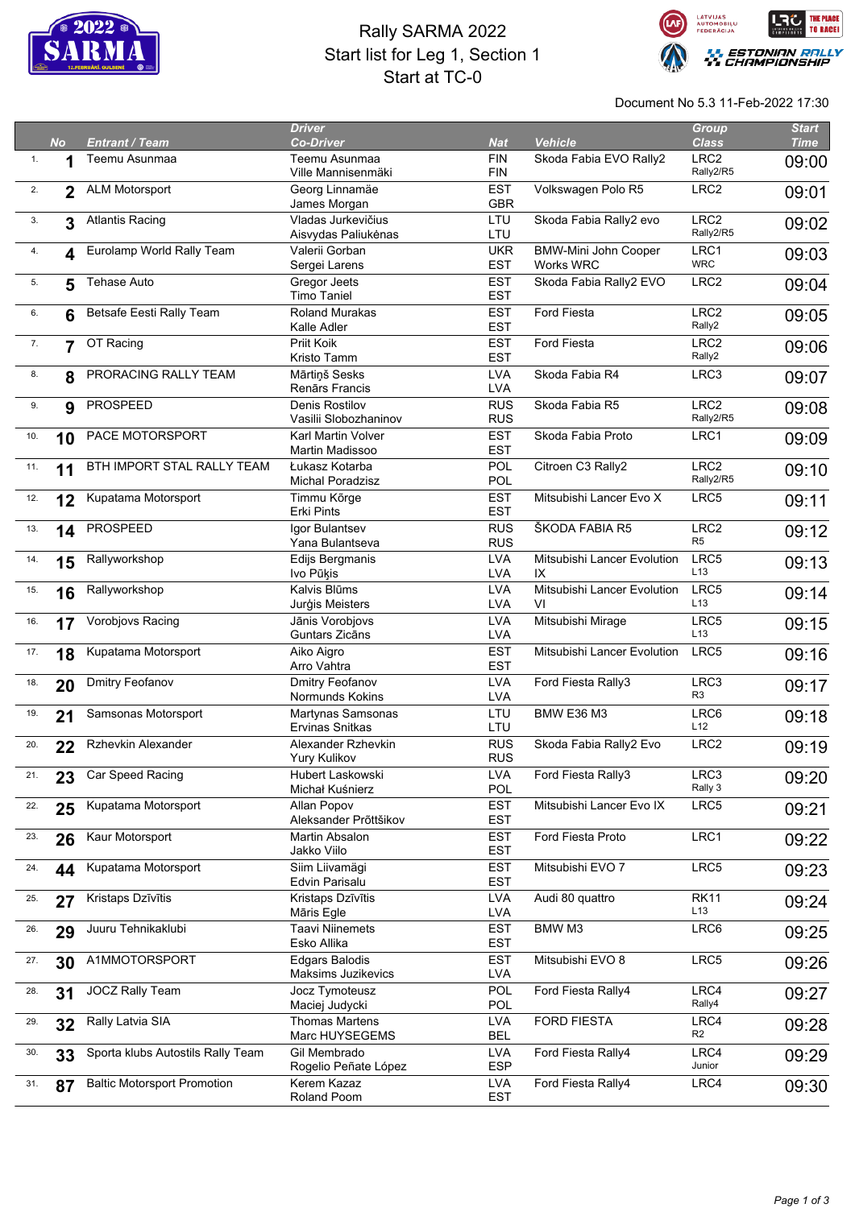# Rally SARMA 2022

## Start list for Leg 1, Section 1

## Start at TC-0

Document No 5.3 11-Feb-2022 17:30

| | No | Entrant / Team | Driver / Co-Driver | Nat | Vehicle | Group / Class | Start Time |
|---|---|---|---|---|---|---|---|
| 1. | 1 | Teemu Asunmaa | Teemu Asunmaa<br>Ville Mannisenmäki | FIN<br>FIN | Skoda Fabia EVO Rally2 | LRC2<br>Rally2/R5 | 09:00 |
| 2. | 2 | ALM Motorsport | Georg Linnamäe<br>James Morgan | EST<br>GBR | Volkswagen Polo R5 | LRC2 | 09:01 |
| 3. | 3 | Atlantis Racing | Vladas Jurkevičius<br>Aisvydas Paliukėnas | LTU<br>LTU | Skoda Fabia Rally2 evo | LRC2<br>Rally2/R5 | 09:02 |
| 4. | 4 | Eurolamp World Rally Team | Valerii Gorban<br>Sergei Larens | UKR<br>EST | BMW-Mini John Cooper Works WRC | LRC1<br>WRC | 09:03 |
| 5. | 5 | Tehase Auto | Gregor Jeets<br>Timo Taniel | EST<br>EST | Skoda Fabia Rally2 EVO | LRC2 | 09:04 |
| 6. | 6 | Betsafe Eesti Rally Team | Roland Murakas<br>Kalle Adler | EST<br>EST | Ford Fiesta | LRC2<br>Rally2 | 09:05 |
| 7. | 7 | OT Racing | Priit Koik<br>Kristo Tamm | EST<br>EST | Ford Fiesta | LRC2<br>Rally2 | 09:06 |
| 8. | 8 | PRORACING RALLY TEAM | Mārtiņš Sesks<br>Renārs Francis | LVA<br>LVA | Skoda Fabia R4 | LRC3 | 09:07 |
| 9. | 9 | PROSPEED | Denis Rostilov<br>Vasilii Slobozhaninov | RUS<br>RUS | Skoda Fabia R5 | LRC2<br>Rally2/R5 | 09:08 |
| 10. | 10 | PACE MOTORSPORT | Karl Martin Volver<br>Martin Madissoo | EST<br>EST | Skoda Fabia Proto | LRC1 | 09:09 |
| 11. | 11 | BTH IMPORT STAL RALLY TEAM | Łukasz Kotarba<br>Michal Poradzisz | POL<br>POL | Citroen C3 Rally2 | LRC2<br>Rally2/R5 | 09:10 |
| 12. | 12 | Kupatama Motorsport | Timmu Kõrge<br>Erki Pints | EST<br>EST | Mitsubishi Lancer Evo X | LRC5 | 09:11 |
| 13. | 14 | PROSPEED | Igor Bulantsev<br>Yana Bulantseva | RUS<br>RUS | ŠKODA FABIA R5 | LRC2<br>R5 | 09:12 |
| 14. | 15 | Rallyworkshop | Edijs Bergmanis<br>Ivo Pūķis | LVA<br>LVA | Mitsubishi Lancer Evolution IX | LRC5<br>L13 | 09:13 |
| 15. | 16 | Rallyworkshop | Kalvis Blūms<br>Jurģis Meisters | LVA<br>LVA | Mitsubishi Lancer Evolution VI | LRC5<br>L13 | 09:14 |
| 16. | 17 | Vorobjovs Racing | Jānis Vorobjovs<br>Guntars Zicāns | LVA<br>LVA | Mitsubishi Mirage | LRC5<br>L13 | 09:15 |
| 17. | 18 | Kupatama Motorsport | Aiko Aigro<br>Arro Vahtra | EST<br>EST | Mitsubishi Lancer Evolution | LRC5 | 09:16 |
| 18. | 20 | Dmitry Feofanov | Dmitry Feofanov<br>Normunds Kokins | LVA<br>LVA | Ford Fiesta Rally3 | LRC3<br>R3 | 09:17 |
| 19. | 21 | Samsonas Motorsport | Martynas Samsonas<br>Ervinas Snitkas | LTU<br>LTU | BMW E36 M3 | LRC6<br>L12 | 09:18 |
| 20. | 22 | Rzhevkin Alexander | Alexander Rzhevkin<br>Yury Kulikov | RUS<br>RUS | Skoda Fabia Rally2 Evo | LRC2 | 09:19 |
| 21. | 23 | Car Speed Racing | Hubert Laskowski<br>Michał Kuśnierz | LVA<br>POL | Ford Fiesta Rally3 | LRC3<br>Rally 3 | 09:20 |
| 22. | 25 | Kupatama Motorsport | Allan Popov<br>Aleksander Prõttšikov | EST<br>EST | Mitsubishi Lancer Evo IX | LRC5 | 09:21 |
| 23. | 26 | Kaur Motorsport | Martin Absalon<br>Jakko Viilo | EST<br>EST | Ford Fiesta Proto | LRC1 | 09:22 |
| 24. | 44 | Kupatama Motorsport | Siim Liivamägi<br>Edvin Parisalu | EST<br>EST | Mitsubishi EVO 7 | LRC5 | 09:23 |
| 25. | 27 | Kristaps Dzīvītis | Kristaps Dzīvītis<br>Māris Egle | LVA<br>LVA | Audi 80 quattro | RK11<br>L13 | 09:24 |
| 26. | 29 | Juuru Tehnikaklubi | Taavi Niinemets<br>Esko Allika | EST<br>EST | BMW M3 | LRC6 | 09:25 |
| 27. | 30 | A1MMOTORSPORT | Edgars Balodis<br>Maksims Juzikevics | EST<br>LVA | Mitsubishi EVO 8 | LRC5 | 09:26 |
| 28. | 31 | JOCZ Rally Team | Jocz Tymoteusz<br>Maciej Judycki | POL<br>POL | Ford Fiesta Rally4 | LRC4<br>Rally4 | 09:27 |
| 29. | 32 | Rally Latvia SIA | Thomas Martens<br>Marc HUYSEGEMS | LVA<br>BEL | FORD FIESTA | LRC4<br>R2 | 09:28 |
| 30. | 33 | Sporta klubs Autostils Rally Team | Gil Membrado<br>Rogelio Peñate López | LVA<br>ESP | Ford Fiesta Rally4 | LRC4<br>Junior | 09:29 |
| 31. | 87 | Baltic Motorsport Promotion | Kerem Kazaz<br>Roland Poom | LVA<br>EST | Ford Fiesta Rally4 | LRC4 | 09:30 |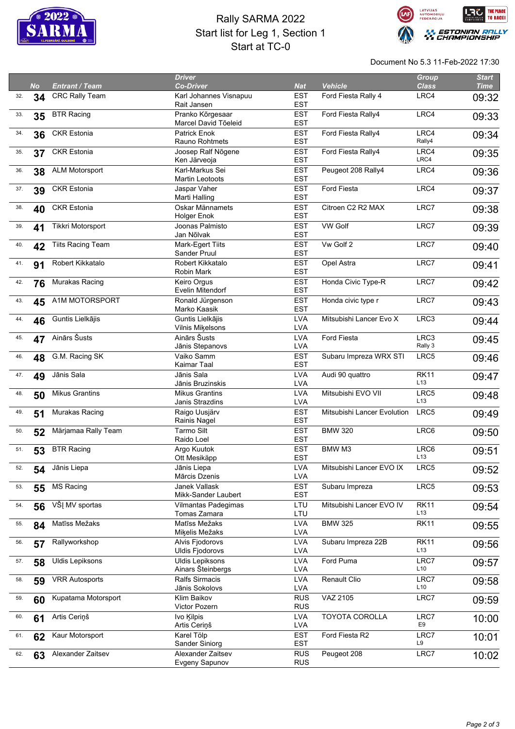# Rally SARMA 2022

## Start list for Leg 1, Section 1

## Start at TC-0

Document No 5.3 11-Feb-2022 17:30

| | No | Entrant / Team | Driver / Co-Driver | Nat | Vehicle | Group / Class | Start Time |
|---|---|---|---|---|---|---|---|
| 32. | 34 | CRC Rally Team | Karl Johannes Visnapuu<br>Rait Jansen | EST<br>EST | Ford Fiesta Rally 4 | LRC4 | 09:32 |
| 33. | 35 | BTR Racing | Pranko Kõrgesaar<br>Marcel David Tõeleid | EST<br>EST | Ford Fiesta Rally4 | LRC4 | 09:33 |
| 34. | 36 | CKR Estonia | Patrick Enok<br>Rauno Rohtmets | EST<br>EST | Ford Fiesta Rally4 | LRC4<br>Rally4 | 09:34 |
| 35. | 37 | CKR Estonia | Joosep Ralf Nõgene<br>Ken Järveoja | EST<br>EST | Ford Fiesta Rally4 | LRC4<br>LRC4 | 09:35 |
| 36. | 38 | ALM Motorsport | Karl-Markus Sei<br>Martin Leotoots | EST<br>EST | Peugeot 208 Rally4 | LRC4 | 09:36 |
| 37. | 39 | CKR Estonia | Jaspar Vaher<br>Marti Halling | EST<br>EST | Ford Fiesta | LRC4 | 09:37 |
| 38. | 40 | CKR Estonia | Oskar Männamets<br>Holger Enok | EST<br>EST | Citroen C2 R2 MAX | LRC7 | 09:38 |
| 39. | 41 | Tikkri Motorsport | Joonas Palmisto<br>Jan Nõlvak | EST<br>EST | VW Golf | LRC7 | 09:39 |
| 40. | 42 | Tiits Racing Team | Mark-Egert Tiits<br>Sander Pruul | EST<br>EST | Vw Golf 2 | LRC7 | 09:40 |
| 41. | 91 | Robert Kikkatalo | Robert Kikkatalo<br>Robin Mark | EST<br>EST | Opel Astra | LRC7 | 09:41 |
| 42. | 76 | Murakas Racing | Keiro Orgus<br>Evelin Mitendorf | EST<br>EST | Honda Civic Type-R | LRC7 | 09:42 |
| 43. | 45 | A1M MOTORSPORT | Ronald Jürgenson<br>Marko Kaasik | EST<br>EST | Honda civic type r | LRC7 | 09:43 |
| 44. | 46 | Guntis Lielkājis | Guntis Lielkājis<br>Vilnis Miķelsons | LVA<br>LVA | Mitsubishi Lancer Evo X | LRC3 | 09:44 |
| 45. | 47 | Ainārs Šusts | Ainārs Šusts<br>Jānis Stepanovs | LVA<br>LVA | Ford Fiesta | LRC3<br>Rally 3 | 09:45 |
| 46. | 48 | G.M. Racing SK | Vaiko Samm<br>Kaimar Taal | EST<br>EST | Subaru Impreza WRX STI | LRC5 | 09:46 |
| 47. | 49 | Jānis Sala | Jānis Sala<br>Jānis Bruzinskis | LVA<br>LVA | Audi 90 quattro | RK11<br>L13 | 09:47 |
| 48. | 50 | Mikus Grantins | Mikus Grantins<br>Janis Strazdins | LVA<br>LVA | Mitsubishi EVO VII | LRC5<br>L13 | 09:48 |
| 49. | 51 | Murakas Racing | Raigo Uusjärv<br>Rainis Nagel | EST<br>EST | Mitsubishi Lancer Evolution | LRC5 | 09:49 |
| 50. | 52 | Märjamaa Rally Team | Tarmo Silt<br>Raido Loel | EST<br>EST | BMW 320 | LRC6 | 09:50 |
| 51. | 53 | BTR Racing | Argo Kuutok<br>Ott Mesikäpp | EST<br>EST | BMW M3 | LRC6<br>L13 | 09:51 |
| 52. | 54 | Jānis Liepa | Jānis Liepa<br>Mārcis Dzenis | LVA<br>LVA | Mitsubishi Lancer EVO IX | LRC5 | 09:52 |
| 53. | 55 | MS Racing | Janek Vallask<br>Mikk-Sander Laubert | EST<br>EST | Subaru Impreza | LRC5 | 09:53 |
| 54. | 56 | VŠĮ MV sportas | Vilmantas Padegimas<br>Tomas Zamara | LTU<br>LTU | Mitsubishi Lancer EVO IV | RK11<br>L13 | 09:54 |
| 55. | 84 | Matīss Mežaks | Matīss Mežaks<br>Miķelis Mežaks | LVA<br>LVA | BMW 325 | RK11 | 09:55 |
| 56. | 57 | Rallyworkshop | Alvis Fjodorovs<br>Uldis Fjodorovs | LVA<br>LVA | Subaru Impreza 22B | RK11<br>L13 | 09:56 |
| 57. | 58 | Uldis Lepiksons | Uldis Lepiksons<br>Ainars Šteinbergs | LVA<br>LVA | Ford Puma | LRC7<br>L10 | 09:57 |
| 58. | 59 | VRR Autosports | Ralfs Sirmacis<br>Jānis Sokolovs | LVA<br>LVA | Renault Clio | LRC7<br>L10 | 09:58 |
| 59. | 60 | Kupatama Motorsport | Klim Baikov<br>Victor Pozern | RUS<br>RUS | VAZ 2105 | LRC7 | 09:59 |
| 60. | 61 | Artis Ceriņš | Ivo Ķilpis<br>Artis Ceriņš | LVA<br>LVA | TOYOTA COROLLA | LRC7<br>E9 | 10:00 |
| 61. | 62 | Kaur Motorsport | Karel Tölp<br>Sander Siniorg | EST<br>EST | Ford Fiesta R2 | LRC7<br>L9 | 10:01 |
| 62. | 63 | Alexander Zaitsev | Alexander Zaitsev<br>Evgeny Sapunov | RUS<br>RUS | Peugeot 208 | LRC7 | 10:02 |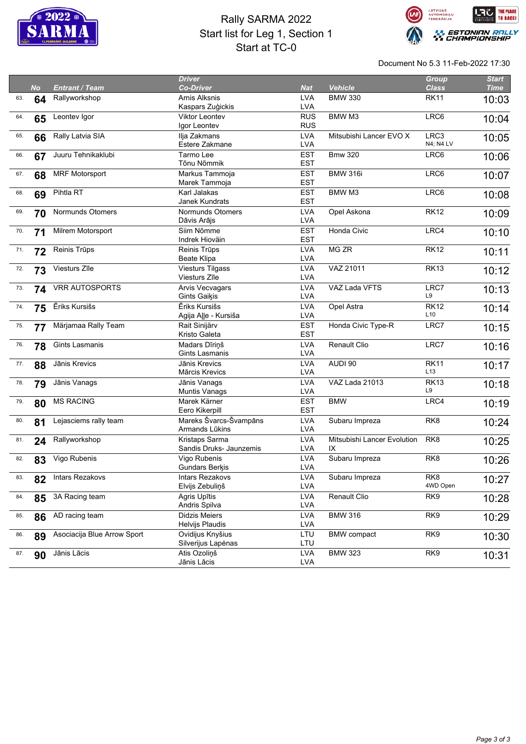# Rally SARMA 2022
## Start list for Leg 1, Section 1
## Start at TC-0

Document No 5.3 11-Feb-2022 17:30

| | No | Entrant / Team | Driver / Co-Driver | Nat | Vehicle | Group / Class | Start Time |
|---|---|---|---|---|---|---|---|
| 63. | 64 | Rallyworkshop | Arnis Alksnis<br>Kaspars Zuģickis | LVA<br>LVA | BMW 330 | RK11 | 10:03 |
| 64. | 65 | Leontev Igor | Viktor Leontev<br>Igor Leontev | RUS<br>RUS | BMW M3 | LRC6 | 10:04 |
| 65. | 66 | Rally Latvia SIA | Ilja Zakmans<br>Estere Zakmane | LVA<br>LVA | Mitsubishi Lancer EVO X | LRC3<br>N4; N4 LV | 10:05 |
| 66. | 67 | Juuru Tehnikaklubi | Tarmo Lee<br>Tõnu Nõmmik | EST<br>EST | Bmw 320 | LRC6 | 10:06 |
| 67. | 68 | MRF Motorsport | Markus Tammoja<br>Marek Tammoja | EST<br>EST | BMW 316i | LRC6 | 10:07 |
| 68. | 69 | Pihtla RT | Karl Jalakas<br>Janek Kundrats | EST<br>EST | BMW M3 | LRC6 | 10:08 |
| 69. | 70 | Normunds Otomers | Normunds Otomers<br>Dāvis Arājs | LVA<br>LVA | Opel Askona | RK12 | 10:09 |
| 70. | 71 | Milrem Motorsport | Siim Nõmme<br>Indrek Hiovāin | EST<br>EST | Honda Civic | LRC4 | 10:10 |
| 71. | 72 | Reinis Trūps | Reinis Trūps<br>Beate Klipa | LVA<br>LVA | MG ZR | RK12 | 10:11 |
| 72. | 73 | Viesturs Zīle | Viesturs Tilgass<br>Viesturs Zīle | LVA<br>LVA | VAZ 21011 | RK13 | 10:12 |
| 73. | 74 | VRR AUTOSPORTS | Arvis Vecvagars<br>Gints Gaiķis | LVA<br>LVA | VAZ Lada VFTS | LRC7<br>L9 | 10:13 |
| 74. | 75 | Ēriks Kursišs | Ēriks Kursišs<br>Agija Aļļe - Kursiša | LVA<br>LVA | Opel Astra | RK12<br>L10 | 10:14 |
| 75. | 77 | Märjamaa Rally Team | Rait Sinijärv<br>Kristo Galeta | EST<br>EST | Honda Civic Type-R | LRC7 | 10:15 |
| 76. | 78 | Gints Lasmanis | Madars Dīriņš<br>Gints Lasmanis | LVA<br>LVA | Renault Clio | LRC7 | 10:16 |
| 77. | 88 | Jānis Krevics | Jānis Krevics<br>Mārcis Krevics | LVA<br>LVA | AUDI 90 | RK11<br>L13 | 10:17 |
| 78. | 79 | Jānis Vanags | Jānis Vanags<br>Muntis Vanags | LVA<br>LVA | VAZ Lada 21013 | RK13<br>L9 | 10:18 |
| 79. | 80 | MS RACING | Marek Kärner<br>Eero Kikerpill | EST<br>EST | BMW | LRC4 | 10:19 |
| 80. | 81 | Lejasciems rally team | Mareks Švarcs-Švampāns<br>Armands Lūkins | LVA<br>LVA | Subaru Impreza | RK8 | 10:24 |
| 81. | 24 | Rallyworkshop | Kristaps Sarma<br>Sandis Druks- Jaunzemis | LVA<br>LVA | Mitsubishi Lancer Evolution IX | RK8 | 10:25 |
| 82. | 83 | Vigo Rubenis | Vigo Rubenis<br>Gundars Berķis | LVA<br>LVA | Subaru Impreza | RK8 | 10:26 |
| 83. | 82 | Intars Rezakovs | Intars Rezakovs<br>Elvijs Zebuliņš | LVA<br>LVA | Subaru Impreza | RK8<br>4WD Open | 10:27 |
| 84. | 85 | 3A Racing team | Agris Upītis<br>Andris Spilva | LVA<br>LVA | Renault Clio | RK9 | 10:28 |
| 85. | 86 | AD racing team | Didzis Meiers<br>Helvijs Plaudis | LVA<br>LVA | BMW 316 | RK9 | 10:29 |
| 86. | 89 | Asociacija Blue Arrow Sport | Ovidijus Knyšius<br>Silverijus Lapėnas | LTU<br>LTU | BMW compact | RK9 | 10:30 |
| 87. | 90 | Jānis Lācis | Atis Ozoliņš<br>Jānis Lācis | LVA<br>LVA | BMW 323 | RK9 | 10:31 |